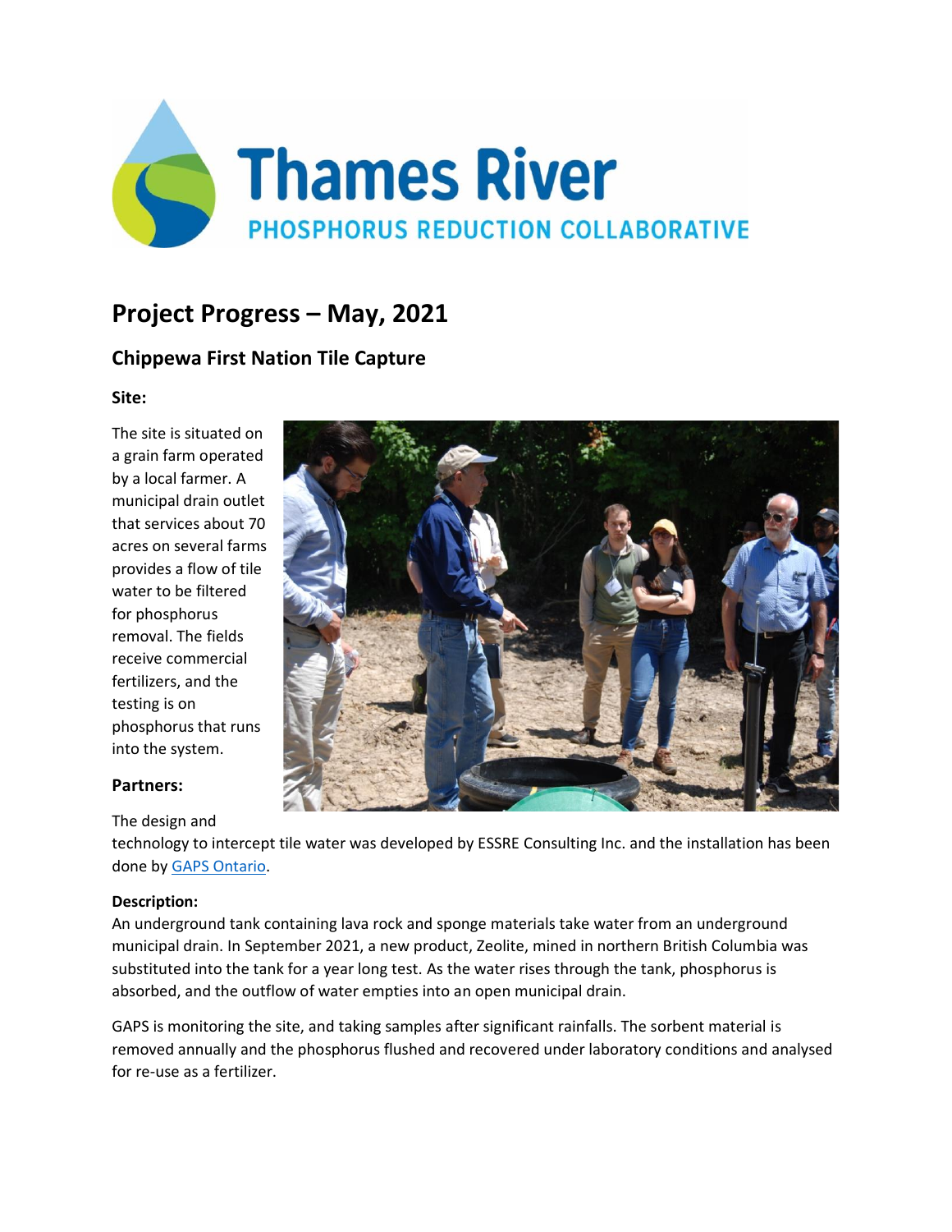# Thames River

PHOSPHORUS REDUCTION COLLABORATIVE

## Project Progress – May, 2021

### Chippewa First Nation Tile Capture

**Site:**

The site is situated on a grain farm operated by a local farmer. A municipal drain outlet that services about 70 acres on several farms provides a flow of tile water to be filtered for phosphorus removal. The fields receive commercial fertilizers, and the testing is on phosphorus that runs into the system.

**Partners:**

The design and technology to intercept tile water was developed by ESSRE Consulting Inc. and the installation has been done by [GAPS Ontario].

**Description:**

An underground tank containing lava rock and sponge materials take water from an underground municipal drain. In September 2021, a new product, Zeolite, mined in northern British Columbia was substituted into the tank for a year long test. As the water rises through the tank, phosphorus is absorbed, and the outflow of water empties into an open municipal drain.

GAPS is monitoring the site, and taking samples after significant rainfalls. The sorbent material is removed annually and the phosphorus flushed and recovered under laboratory conditions and analysed for re-use as a fertilizer.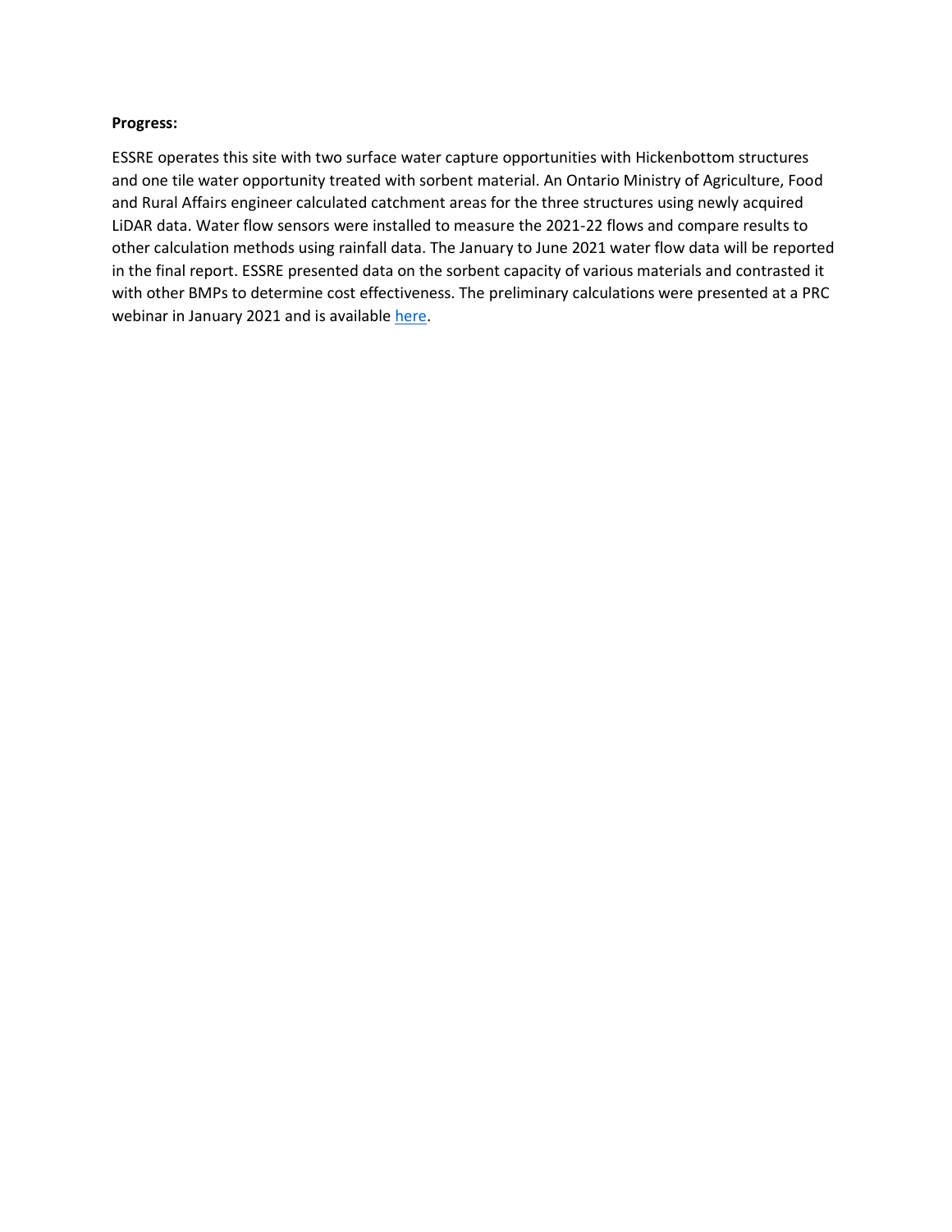**Progress:**

ESSRE operates this site with two surface water capture opportunities with Hickenbottom structures and one tile water opportunity treated with sorbent material. An Ontario Ministry of Agriculture, Food and Rural Affairs engineer calculated catchment areas for the three structures using newly acquired LiDAR data. Water flow sensors were installed to measure the 2021-22 flows and compare results to other calculation methods using rainfall data. The January to June 2021 water flow data will be reported in the final report. ESSRE presented data on the sorbent capacity of various materials and contrasted it with other BMPs to determine cost effectiveness. The preliminary calculations were presented at a PRC webinar in January 2021 and is available here.